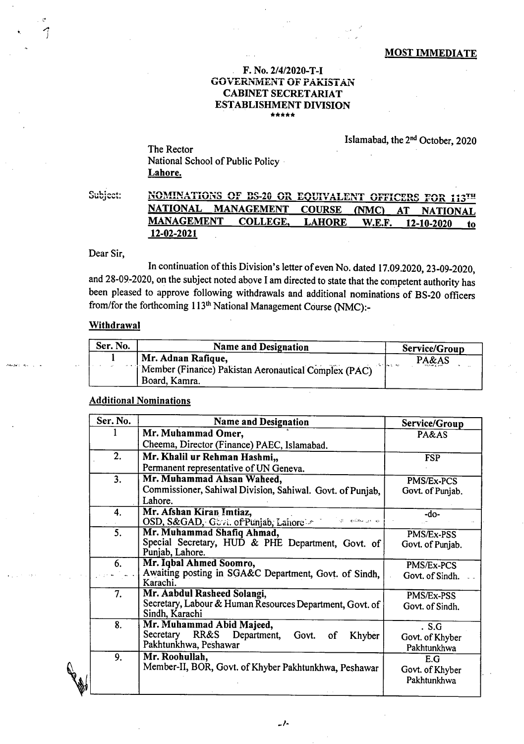**MOST IMMEDIATE**

**F. No. 2/4/2020-T-I**
**GOVERNMENT OF PAKISTAN**
**CABINET SECRETARIAT**
**ESTABLISHMENT DIVISION**
\*\*\*\*\*

Islamabad, the 2nd October, 2020

The Rector
National School of Public Policy
**Lahore.**

Subject: **NOMINATIONS OF BS-20 OR EQUIVALENT OFFICERS FOR 113TH NATIONAL MANAGEMENT COURSE (NMC) AT NATIONAL MANAGEMENT COLLEGE, LAHORE W.E.F. 12-10-2020 to 12-02-2021**

Dear Sir,

In continuation of this Division's letter of even No. dated 17.09.2020, 23-09-2020, and 28-09-2020, on the subject noted above I am directed to state that the competent authority has been pleased to approve following withdrawals and additional nominations of BS-20 officers from/for the forthcoming 113th National Management Course (NMC):-

**Withdrawal**

| Ser. No. | Name and Designation | Service/Group |
|---|---|---|
| 1 | **Mr. Adnan Rafique,** Member (Finance) Pakistan Aeronautical Complex (PAC) Board, Kamra. | PA&AS |

**Additional Nominations**

| Ser. No. | Name and Designation | Service/Group |
|---|---|---|
| 1 | **Mr. Muhammad Omer,** Cheema, Director (Finance) PAEC, Islamabad. | PA&AS |
| 2. | **Mr. Khalil ur Rehman Hashmi,,** Permanent representative of UN Geneva. | FSP |
| 3. | **Mr. Muhammad Ahsan Waheed,** Commissioner, Sahiwal Division, Sahiwal. Govt. of Punjab, Lahore. | PMS/Ex-PCS Govt. of Punjab. |
| 4. | **Mr. Afshan Kiran Imtiaz,** OSD, S&GAD, Govt. of Punjab, Lahore | -do- |
| 5. | **Mr. Muhammad Shafiq Ahmad,** Special Secretary, HUD & PHE Department, Govt. of Punjab, Lahore. | PMS/Ex-PSS Govt. of Punjab. |
| 6. | **Mr. Iqbal Ahmed Soomro,** Awaiting posting in SGA&C Department, Govt. of Sindh, Karachi. | PMS/Ex-PCS Govt. of Sindh. |
| 7. | **Mr. Aabdul Rasheed Solangi,** Secretary, Labour & Human Resources Department, Govt. of Sindh, Karachi | PMS/Ex-PSS Govt. of Sindh. |
| 8. | **Mr. Muhammad Abid Majeed,** Secretary RR&S Department, Govt. of Khyber Pakhtunkhwa, Peshawar | . S.G Govt. of Khyber Pakhtunkhwa |
| 9. | **Mr. Roohullah,** Member-II, BOR, Govt. of Khyber Pakhtunkhwa, Peshawar | E.G Govt. of Khyber Pakhtunkhwa |

-/-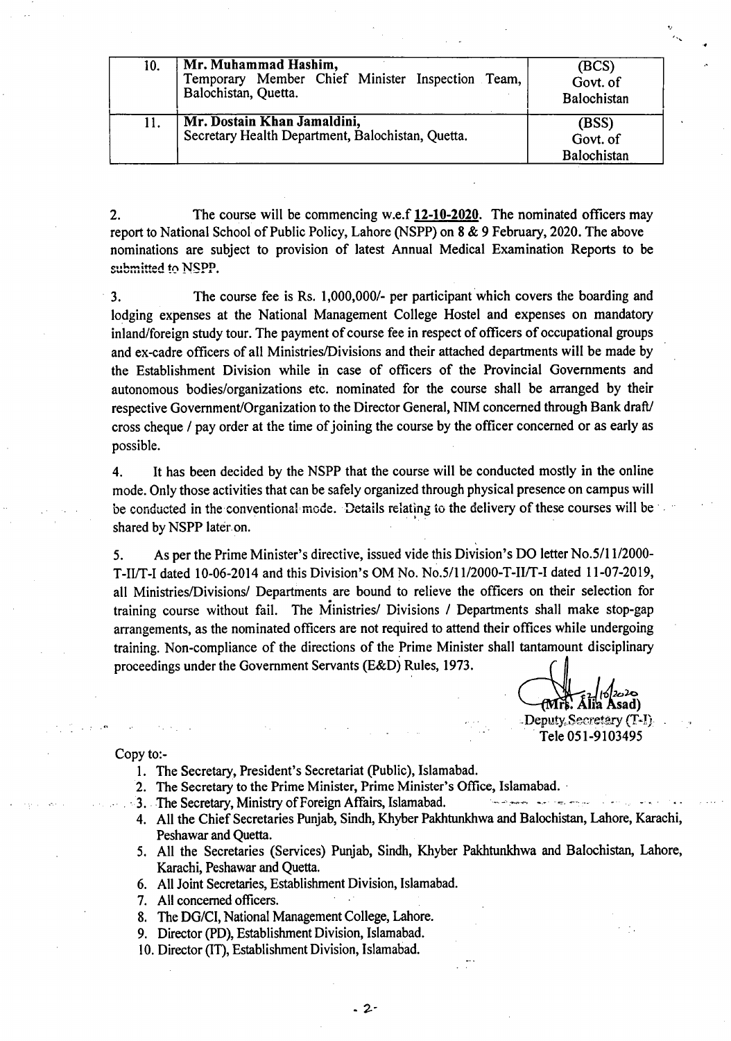| 10. | **Mr. Muhammad Hashim,**<br>Temporary Member Chief Minister Inspection Team, Balochistan, Quetta. | (BCS)<br>Govt. of Balochistan |
|---|---|---|
| 11. | **Mr. Dostain Khan Jamaldini,**<br>Secretary Health Department, Balochistan, Quetta. | (BSS)<br>Govt. of Balochistan |

2. The course will be commencing w.e.f **12-10-2020**. The nominated officers may report to National School of Public Policy, Lahore (NSPP) on 8 & 9 February, 2020. The above nominations are subject to provision of latest Annual Medical Examination Reports to be submitted to NSPP.

3. The course fee is Rs. 1,000,000/- per participant which covers the boarding and lodging expenses at the National Management College Hostel and expenses on mandatory inland/foreign study tour. The payment of course fee in respect of officers of occupational groups and ex-cadre officers of all Ministries/Divisions and their attached departments will be made by the Establishment Division while in case of officers of the Provincial Governments and autonomous bodies/organizations etc. nominated for the course shall be arranged by their respective Government/Organization to the Director General, NIM concerned through Bank draft/ cross cheque / pay order at the time of joining the course by the officer concerned or as early as possible.

4. It has been decided by the NSPP that the course will be conducted mostly in the online mode. Only those activities that can be safely organized through physical presence on campus will be conducted in the conventional mode. Details relating to the delivery of these courses will be shared by NSPP later on.

5. As per the Prime Minister's directive, issued vide this Division's DO letter No.5/11/2000-T-II/T-I dated 10-06-2014 and this Division's OM No. No.5/11/2000-T-II/T-I dated 11-07-2019, all Ministries/Divisions/ Departments are bound to relieve the officers on their selection for training course without fail. The Ministries/ Divisions / Departments shall make stop-gap arrangements, as the nominated officers are not required to attend their offices while undergoing training. Non-compliance of the directions of the Prime Minister shall tantamount disciplinary proceedings under the Government Servants (E&D) Rules, 1973.

(Mrs. Alia Asad)
Deputy Secretary (T-I)
Tele 051-9103495

Copy to:-

1. The Secretary, President's Secretariat (Public), Islamabad.
2. The Secretary to the Prime Minister, Prime Minister's Office, Islamabad.
3. The Secretary, Ministry of Foreign Affairs, Islamabad.
4. All the Chief Secretaries Punjab, Sindh, Khyber Pakhtunkhwa and Balochistan, Lahore, Karachi, Peshawar and Quetta.
5. All the Secretaries (Services) Punjab, Sindh, Khyber Pakhtunkhwa and Balochistan, Lahore, Karachi, Peshawar and Quetta.
6. All Joint Secretaries, Establishment Division, Islamabad.
7. All concerned officers.
8. The DG/CI, National Management College, Lahore.
9. Director (PD), Establishment Division, Islamabad.
10. Director (IT), Establishment Division, Islamabad.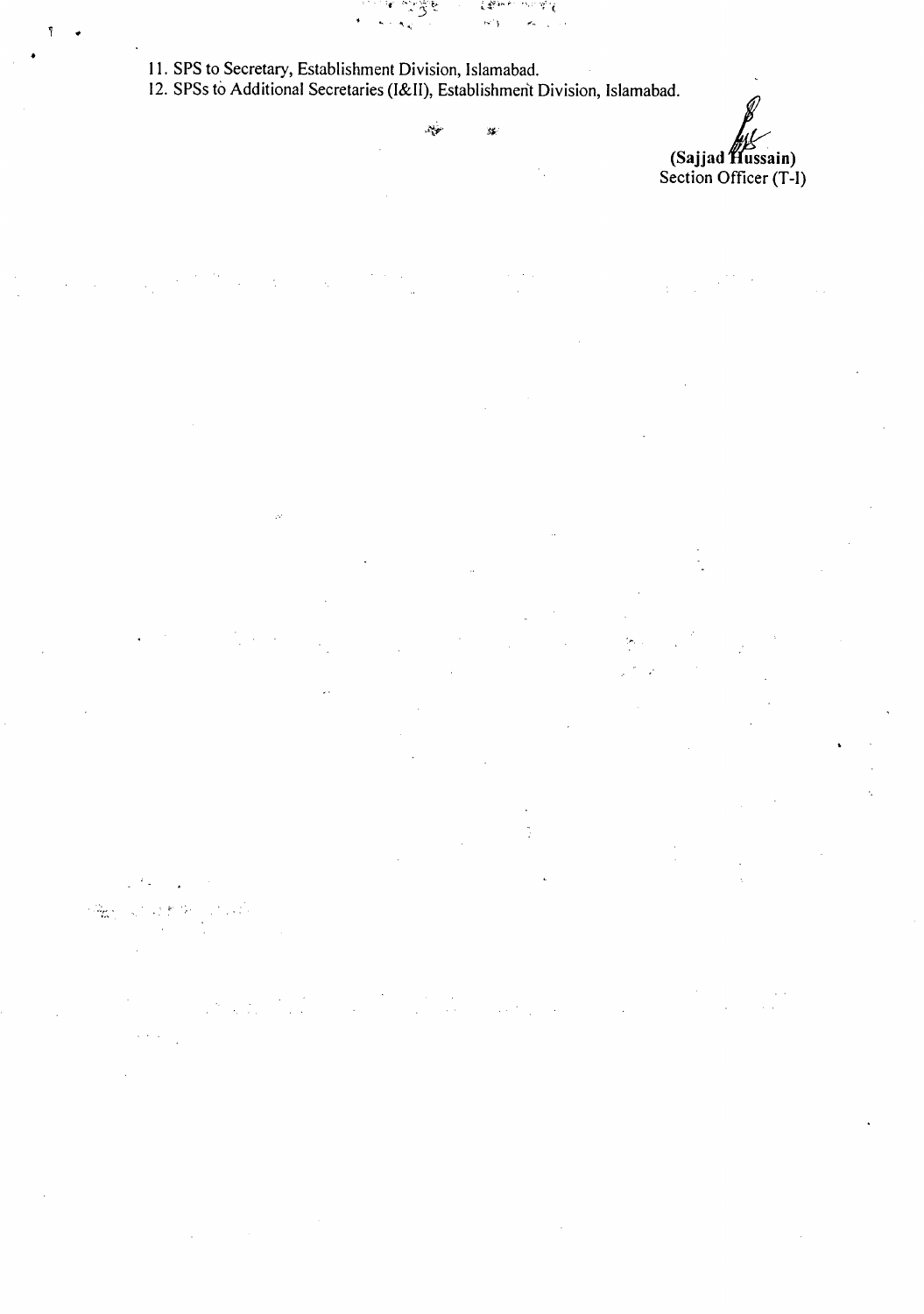11. SPS to Secretary, Establishment Division, Islamabad.
12. SPSs to Additional Secretaries (I&II), Establishment Division, Islamabad.

**(Sajjad Hussain)**
Section Officer (T-I)